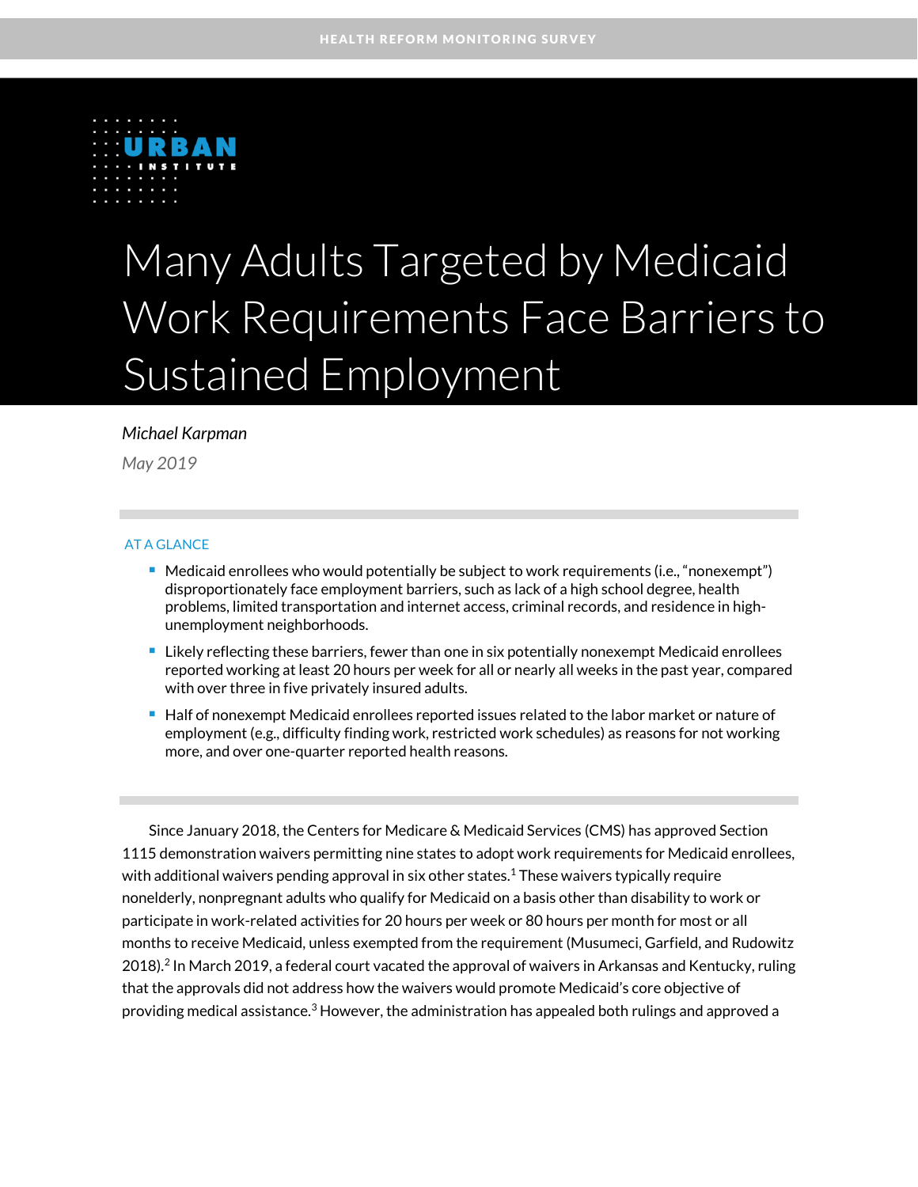HEALTH REFORM MONITORING SURVEY

URBAN INSTITUTE

# Many Adults Targeted by Medicaid Work Requirements Face Barriers to Sustained Employment

*Michael Karpman*

*May 2019*

AT A GLANCE

- Medicaid enrollees who would potentially be subject to work requirements (i.e., "nonexempt") disproportionately face employment barriers, such as lack of a high school degree, health problems, limited transportation and internet access, criminal records, and residence in high-unemployment neighborhoods.
- Likely reflecting these barriers, fewer than one in six potentially nonexempt Medicaid enrollees reported working at least 20 hours per week for all or nearly all weeks in the past year, compared with over three in five privately insured adults.
- Half of nonexempt Medicaid enrollees reported issues related to the labor market or nature of employment (e.g., difficulty finding work, restricted work schedules) as reasons for not working more, and over one-quarter reported health reasons.

Since January 2018, the Centers for Medicare & Medicaid Services (CMS) has approved Section 1115 demonstration waivers permitting nine states to adopt work requirements for Medicaid enrollees, with additional waivers pending approval in six other states.[1] These waivers typically require nonelderly, nonpregnant adults who qualify for Medicaid on a basis other than disability to work or participate in work-related activities for 20 hours per week or 80 hours per month for most or all months to receive Medicaid, unless exempted from the requirement (Musumeci, Garfield, and Rudowitz 2018).[2] In March 2019, a federal court vacated the approval of waivers in Arkansas and Kentucky, ruling that the approvals did not address how the waivers would promote Medicaid's core objective of providing medical assistance.[3] However, the administration has appealed both rulings and approved a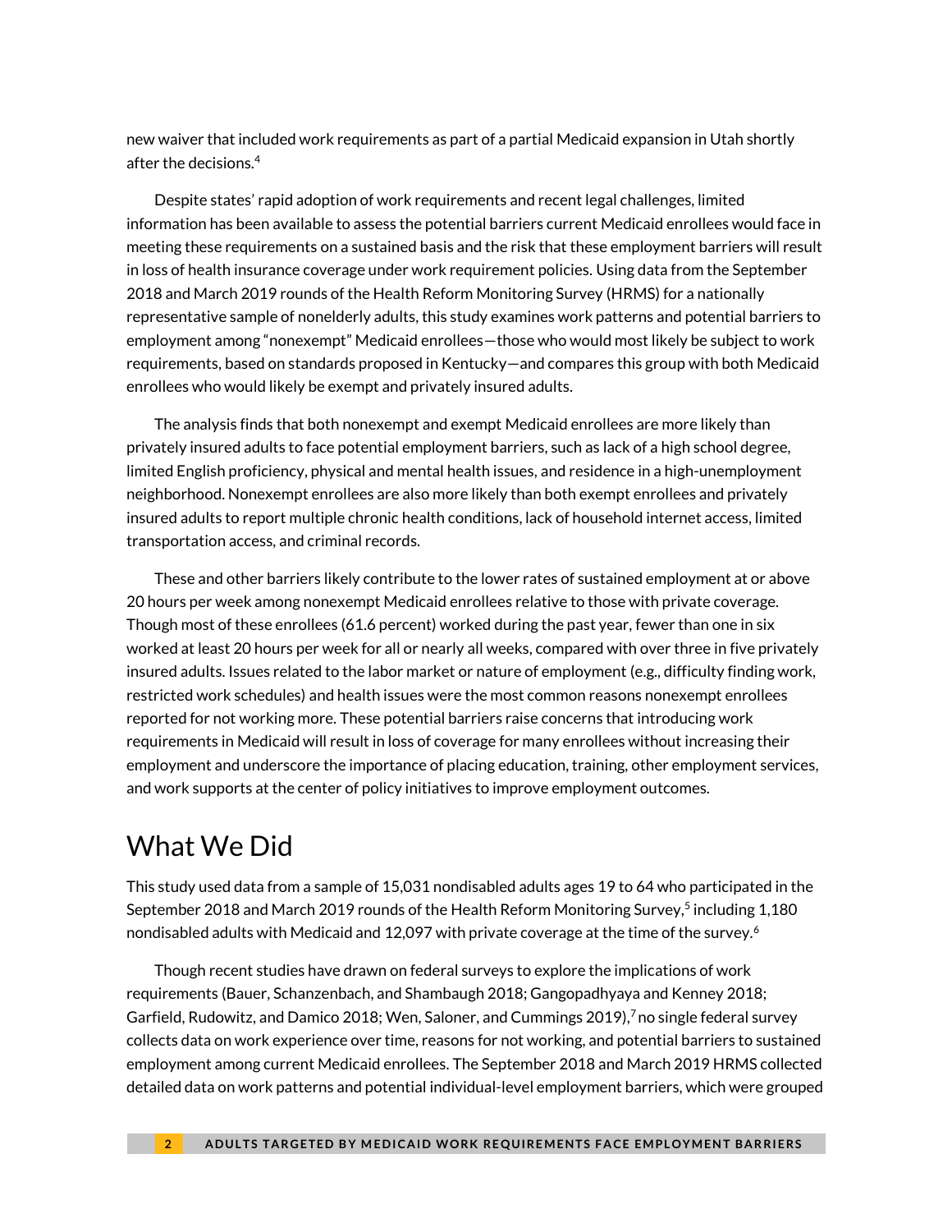new waiver that included work requirements as part of a partial Medicaid expansion in Utah shortly after the decisions.[4]

Despite states' rapid adoption of work requirements and recent legal challenges, limited information has been available to assess the potential barriers current Medicaid enrollees would face in meeting these requirements on a sustained basis and the risk that these employment barriers will result in loss of health insurance coverage under work requirement policies. Using data from the September 2018 and March 2019 rounds of the Health Reform Monitoring Survey (HRMS) for a nationally representative sample of nonelderly adults, this study examines work patterns and potential barriers to employment among "nonexempt" Medicaid enrollees—those who would most likely be subject to work requirements, based on standards proposed in Kentucky—and compares this group with both Medicaid enrollees who would likely be exempt and privately insured adults.

The analysis finds that both nonexempt and exempt Medicaid enrollees are more likely than privately insured adults to face potential employment barriers, such as lack of a high school degree, limited English proficiency, physical and mental health issues, and residence in a high-unemployment neighborhood. Nonexempt enrollees are also more likely than both exempt enrollees and privately insured adults to report multiple chronic health conditions, lack of household internet access, limited transportation access, and criminal records.

These and other barriers likely contribute to the lower rates of sustained employment at or above 20 hours per week among nonexempt Medicaid enrollees relative to those with private coverage. Though most of these enrollees (61.6 percent) worked during the past year, fewer than one in six worked at least 20 hours per week for all or nearly all weeks, compared with over three in five privately insured adults. Issues related to the labor market or nature of employment (e.g., difficulty finding work, restricted work schedules) and health issues were the most common reasons nonexempt enrollees reported for not working more. These potential barriers raise concerns that introducing work requirements in Medicaid will result in loss of coverage for many enrollees without increasing their employment and underscore the importance of placing education, training, other employment services, and work supports at the center of policy initiatives to improve employment outcomes.

## What We Did

This study used data from a sample of 15,031 nondisabled adults ages 19 to 64 who participated in the September 2018 and March 2019 rounds of the Health Reform Monitoring Survey,[5] including 1,180 nondisabled adults with Medicaid and 12,097 with private coverage at the time of the survey.[6]

Though recent studies have drawn on federal surveys to explore the implications of work requirements (Bauer, Schanzenbach, and Shambaugh 2018; Gangopadhyaya and Kenney 2018; Garfield, Rudowitz, and Damico 2018; Wen, Saloner, and Cummings 2019),[7] no single federal survey collects data on work experience over time, reasons for not working, and potential barriers to sustained employment among current Medicaid enrollees. The September 2018 and March 2019 HRMS collected detailed data on work patterns and potential individual-level employment barriers, which were grouped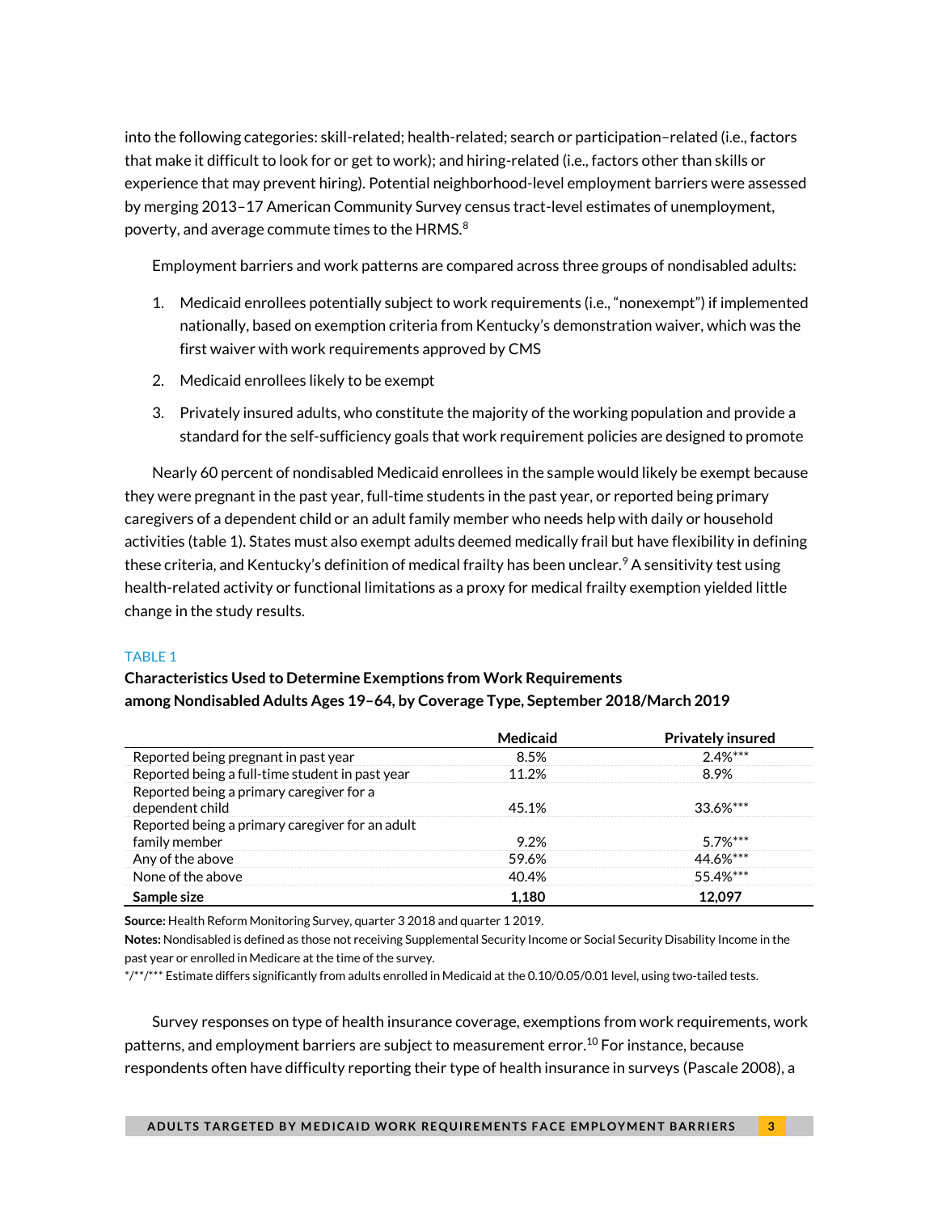into the following categories: skill-related; health-related; search or participation–related (i.e., factors that make it difficult to look for or get to work); and hiring-related (i.e., factors other than skills or experience that may prevent hiring). Potential neighborhood-level employment barriers were assessed by merging 2013–17 American Community Survey census tract-level estimates of unemployment, poverty, and average commute times to the HRMS.[8]

Employment barriers and work patterns are compared across three groups of nondisabled adults:

1. Medicaid enrollees potentially subject to work requirements (i.e., "nonexempt") if implemented nationally, based on exemption criteria from Kentucky's demonstration waiver, which was the first waiver with work requirements approved by CMS
2. Medicaid enrollees likely to be exempt
3. Privately insured adults, who constitute the majority of the working population and provide a standard for the self-sufficiency goals that work requirement policies are designed to promote

Nearly 60 percent of nondisabled Medicaid enrollees in the sample would likely be exempt because they were pregnant in the past year, full-time students in the past year, or reported being primary caregivers of a dependent child or an adult family member who needs help with daily or household activities (table 1). States must also exempt adults deemed medically frail but have flexibility in defining these criteria, and Kentucky's definition of medical frailty has been unclear.[9] A sensitivity test using health-related activity or functional limitations as a proxy for medical frailty exemption yielded little change in the study results.

TABLE 1

**Characteristics Used to Determine Exemptions from Work Requirements among Nondisabled Adults Ages 19–64, by Coverage Type, September 2018/March 2019**

| | Medicaid | Privately insured |
|---|---|---|
| Reported being pregnant in past year | 8.5% | 2.4%*** |
| Reported being a full-time student in past year | 11.2% | 8.9% |
| Reported being a primary caregiver for a dependent child | 45.1% | 33.6%*** |
| Reported being a primary caregiver for an adult family member | 9.2% | 5.7%*** |
| Any of the above | 59.6% | 44.6%*** |
| None of the above | 40.4% | 55.4%*** |
| **Sample size** | **1,180** | **12,097** |

**Source:** Health Reform Monitoring Survey, quarter 3 2018 and quarter 1 2019.

**Notes:** Nondisabled is defined as those not receiving Supplemental Security Income or Social Security Disability Income in the past year or enrolled in Medicare at the time of the survey.

*/**/*** Estimate differs significantly from adults enrolled in Medicaid at the 0.10/0.05/0.01 level, using two-tailed tests.

Survey responses on type of health insurance coverage, exemptions from work requirements, work patterns, and employment barriers are subject to measurement error.[10] For instance, because respondents often have difficulty reporting their type of health insurance in surveys (Pascale 2008), a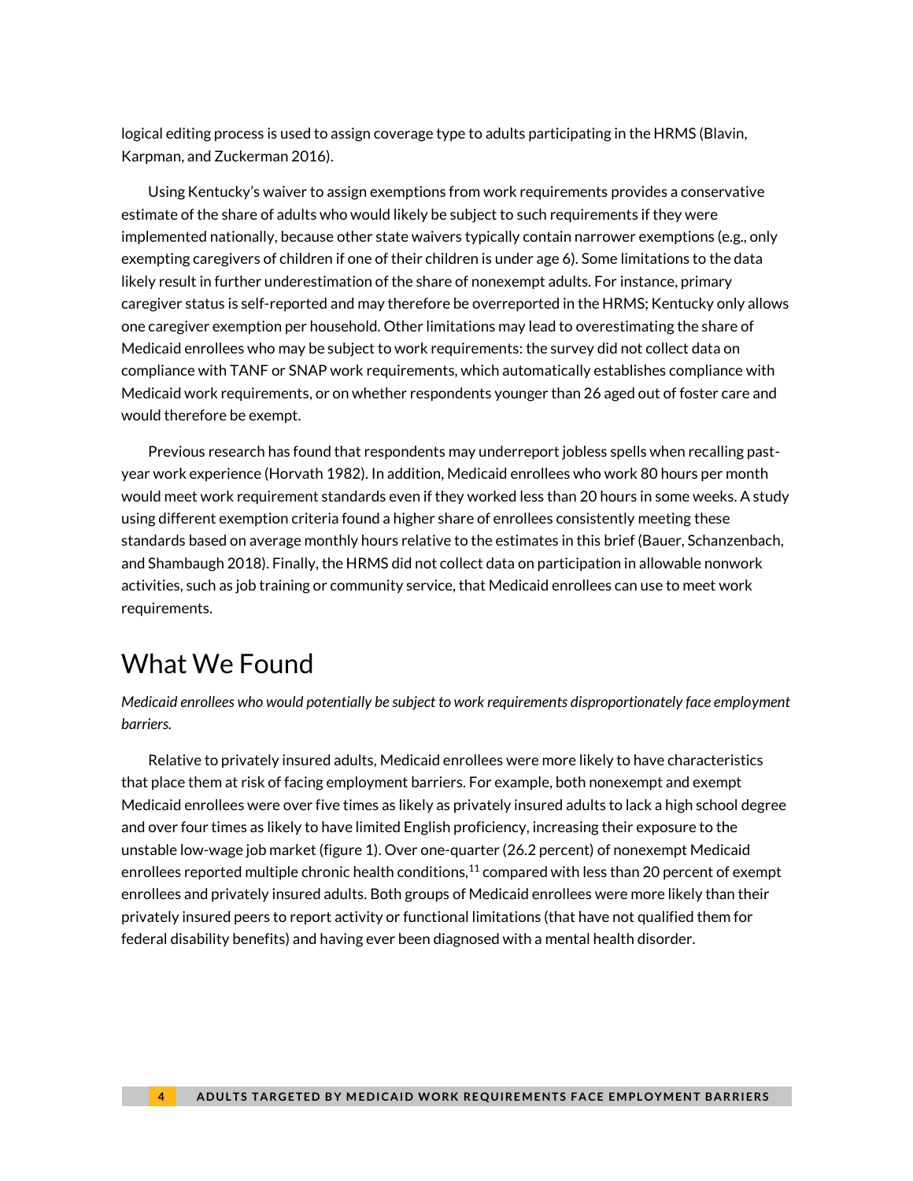logical editing process is used to assign coverage type to adults participating in the HRMS (Blavin, Karpman, and Zuckerman 2016).

Using Kentucky's waiver to assign exemptions from work requirements provides a conservative estimate of the share of adults who would likely be subject to such requirements if they were implemented nationally, because other state waivers typically contain narrower exemptions (e.g., only exempting caregivers of children if one of their children is under age 6). Some limitations to the data likely result in further underestimation of the share of nonexempt adults. For instance, primary caregiver status is self-reported and may therefore be overreported in the HRMS; Kentucky only allows one caregiver exemption per household. Other limitations may lead to overestimating the share of Medicaid enrollees who may be subject to work requirements: the survey did not collect data on compliance with TANF or SNAP work requirements, which automatically establishes compliance with Medicaid work requirements, or on whether respondents younger than 26 aged out of foster care and would therefore be exempt.

Previous research has found that respondents may underreport jobless spells when recalling past-year work experience (Horvath 1982). In addition, Medicaid enrollees who work 80 hours per month would meet work requirement standards even if they worked less than 20 hours in some weeks. A study using different exemption criteria found a higher share of enrollees consistently meeting these standards based on average monthly hours relative to the estimates in this brief (Bauer, Schanzenbach, and Shambaugh 2018). Finally, the HRMS did not collect data on participation in allowable nonwork activities, such as job training or community service, that Medicaid enrollees can use to meet work requirements.

## What We Found

*Medicaid enrollees who would potentially be subject to work requirements disproportionately face employment barriers.*

Relative to privately insured adults, Medicaid enrollees were more likely to have characteristics that place them at risk of facing employment barriers. For example, both nonexempt and exempt Medicaid enrollees were over five times as likely as privately insured adults to lack a high school degree and over four times as likely to have limited English proficiency, increasing their exposure to the unstable low-wage job market (figure 1). Over one-quarter (26.2 percent) of nonexempt Medicaid enrollees reported multiple chronic health conditions,[11] compared with less than 20 percent of exempt enrollees and privately insured adults. Both groups of Medicaid enrollees were more likely than their privately insured peers to report activity or functional limitations (that have not qualified them for federal disability benefits) and having ever been diagnosed with a mental health disorder.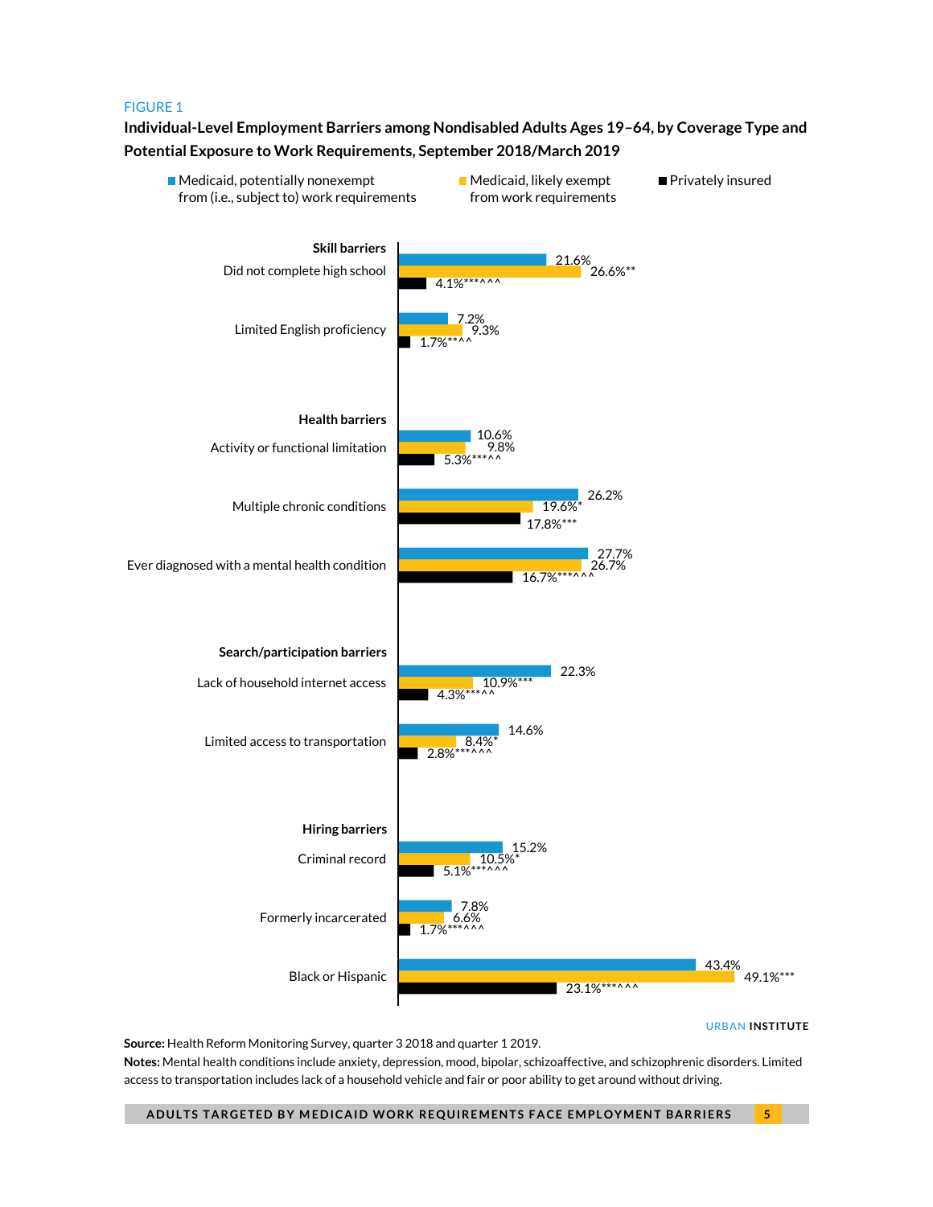FIGURE 1

**Individual-Level Employment Barriers among Nondisabled Adults Ages 19–64, by Coverage Type and Potential Exposure to Work Requirements, September 2018/March 2019**

| | Medicaid, potentially nonexempt from (i.e., subject to) work requirements | Medicaid, likely exempt from work requirements | Privately insured |
|---|---|---|---|
| **Skill barriers** | | | |
| Did not complete high school | 21.6% | 26.6%** | 4.1%***^^^ |
| Limited English proficiency | 7.2% | 9.3% | 1.7%***^^ |
| **Health barriers** | | | |
| Activity or functional limitation | 10.6% | 9.8% | 5.3%***^^ |
| Multiple chronic conditions | 26.2% | 19.6%* | 17.8%*** |
| Ever diagnosed with a mental health condition | 27.7% | 26.7% | 16.7%***^^^ |
| **Search/participation barriers** | | | |
| Lack of household internet access | 22.3% | 10.9%*** | 4.3%***^^ |
| Limited access to transportation | 14.6% | 8.4%* | 2.8%***^^^ |
| **Hiring barriers** | | | |
| Criminal record | 15.2% | 10.5%* | 5.1%***^^^ |
| Formerly incarcerated | 7.8% | 6.6% | 1.7%***^^^ |
| Black or Hispanic | 43.4% | 49.1%*** | 23.1%***^^^ |

URBAN INSTITUTE

**Source:** Health Reform Monitoring Survey, quarter 3 2018 and quarter 1 2019.

**Notes:** Mental health conditions include anxiety, depression, mood, bipolar, schizoaffective, and schizophrenic disorders. Limited access to transportation includes lack of a household vehicle and fair or poor ability to get around without driving.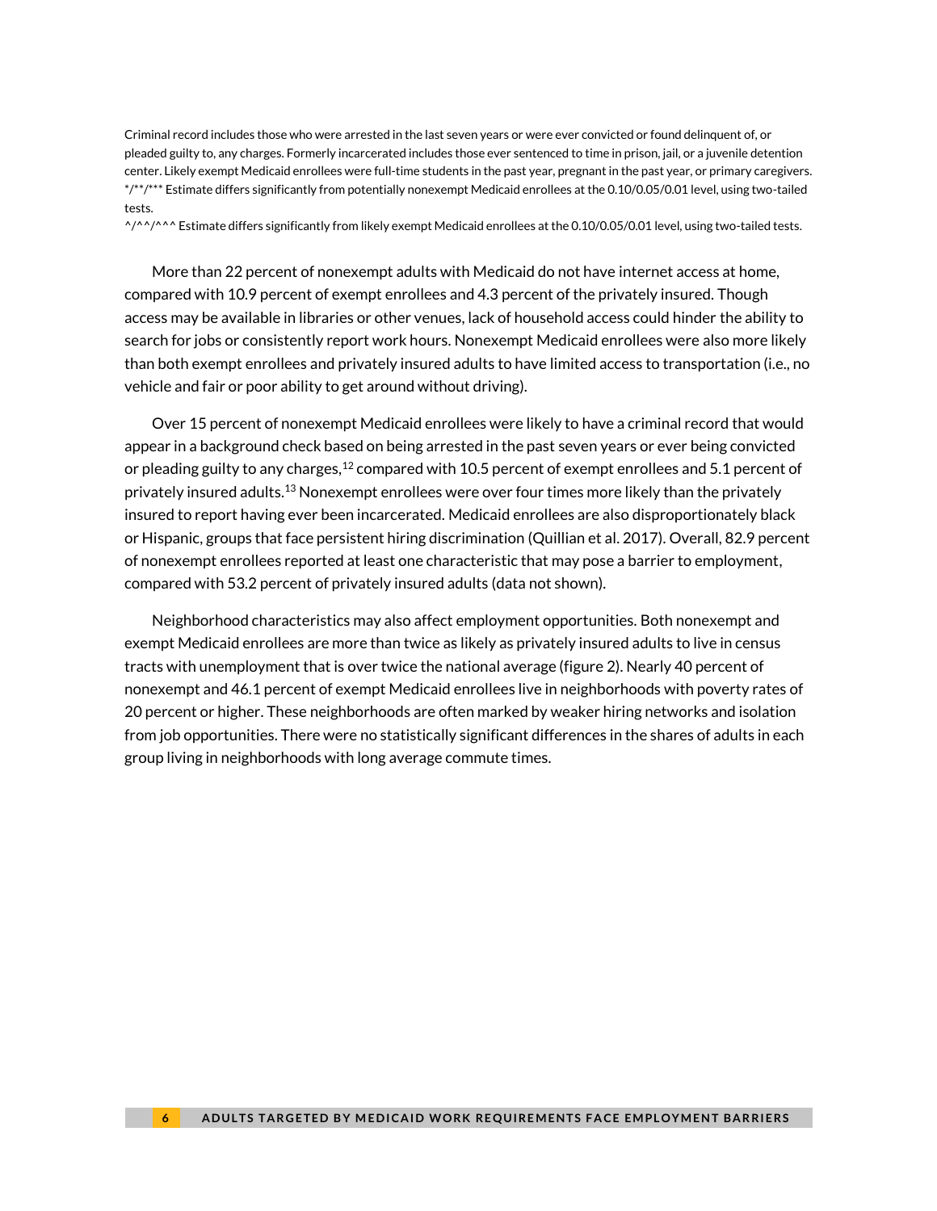Criminal record includes those who were arrested in the last seven years or were ever convicted or found delinquent of, or pleaded guilty to, any charges. Formerly incarcerated includes those ever sentenced to time in prison, jail, or a juvenile detention center. Likely exempt Medicaid enrollees were full-time students in the past year, pregnant in the past year, or primary caregivers.
*/**/*** Estimate differs significantly from potentially nonexempt Medicaid enrollees at the 0.10/0.05/0.01 level, using two-tailed tests.
^/^^/^^^ Estimate differs significantly from likely exempt Medicaid enrollees at the 0.10/0.05/0.01 level, using two-tailed tests.

More than 22 percent of nonexempt adults with Medicaid do not have internet access at home, compared with 10.9 percent of exempt enrollees and 4.3 percent of the privately insured. Though access may be available in libraries or other venues, lack of household access could hinder the ability to search for jobs or consistently report work hours. Nonexempt Medicaid enrollees were also more likely than both exempt enrollees and privately insured adults to have limited access to transportation (i.e., no vehicle and fair or poor ability to get around without driving).

Over 15 percent of nonexempt Medicaid enrollees were likely to have a criminal record that would appear in a background check based on being arrested in the past seven years or ever being convicted or pleading guilty to any charges,[12] compared with 10.5 percent of exempt enrollees and 5.1 percent of privately insured adults.[13] Nonexempt enrollees were over four times more likely than the privately insured to report having ever been incarcerated. Medicaid enrollees are also disproportionately black or Hispanic, groups that face persistent hiring discrimination (Quillian et al. 2017). Overall, 82.9 percent of nonexempt enrollees reported at least one characteristic that may pose a barrier to employment, compared with 53.2 percent of privately insured adults (data not shown).

Neighborhood characteristics may also affect employment opportunities. Both nonexempt and exempt Medicaid enrollees are more than twice as likely as privately insured adults to live in census tracts with unemployment that is over twice the national average (figure 2). Nearly 40 percent of nonexempt and 46.1 percent of exempt Medicaid enrollees live in neighborhoods with poverty rates of 20 percent or higher. These neighborhoods are often marked by weaker hiring networks and isolation from job opportunities. There were no statistically significant differences in the shares of adults in each group living in neighborhoods with long average commute times.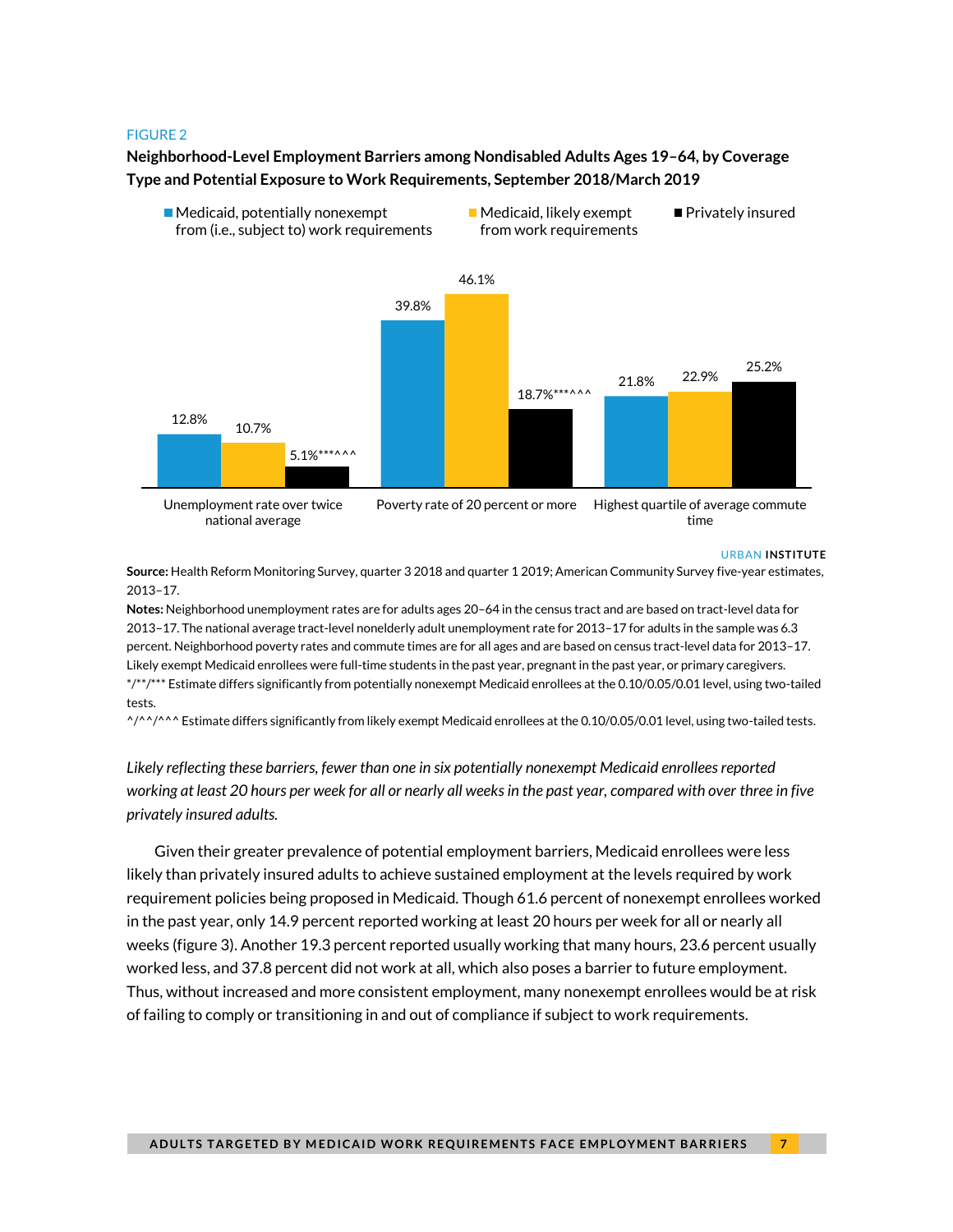FIGURE 2

**Neighborhood-Level Employment Barriers among Nondisabled Adults Ages 19–64, by Coverage Type and Potential Exposure to Work Requirements, September 2018/March 2019**

| | Medicaid, potentially nonexempt from (i.e., subject to) work requirements | Medicaid, likely exempt from work requirements | Privately insured |
|---|---|---|---|
| Unemployment rate over twice national average | 12.8% | 10.7% | 5.1%***^^^ |
| Poverty rate of 20 percent or more | 39.8% | 46.1% | 18.7%***^^^ |
| Highest quartile of average commute time | 21.8% | 22.9% | 25.2% |

URBAN INSTITUTE

**Source:** Health Reform Monitoring Survey, quarter 3 2018 and quarter 1 2019; American Community Survey five-year estimates, 2013–17.

**Notes:** Neighborhood unemployment rates are for adults ages 20–64 in the census tract and are based on tract-level data for 2013–17. The national average tract-level nonelderly adult unemployment rate for 2013–17 for adults in the sample was 6.3 percent. Neighborhood poverty rates and commute times are for all ages and are based on census tract-level data for 2013–17. Likely exempt Medicaid enrollees were full-time students in the past year, pregnant in the past year, or primary caregivers.

*/**/*** Estimate differs significantly from potentially nonexempt Medicaid enrollees at the 0.10/0.05/0.01 level, using two-tailed tests.

^/^^/^^^ Estimate differs significantly from likely exempt Medicaid enrollees at the 0.10/0.05/0.01 level, using two-tailed tests.

*Likely reflecting these barriers, fewer than one in six potentially nonexempt Medicaid enrollees reported working at least 20 hours per week for all or nearly all weeks in the past year, compared with over three in five privately insured adults.*

Given their greater prevalence of potential employment barriers, Medicaid enrollees were less likely than privately insured adults to achieve sustained employment at the levels required by work requirement policies being proposed in Medicaid. Though 61.6 percent of nonexempt enrollees worked in the past year, only 14.9 percent reported working at least 20 hours per week for all or nearly all weeks (figure 3). Another 19.3 percent reported usually working that many hours, 23.6 percent usually worked less, and 37.8 percent did not work at all, which also poses a barrier to future employment. Thus, without increased and more consistent employment, many nonexempt enrollees would be at risk of failing to comply or transitioning in and out of compliance if subject to work requirements.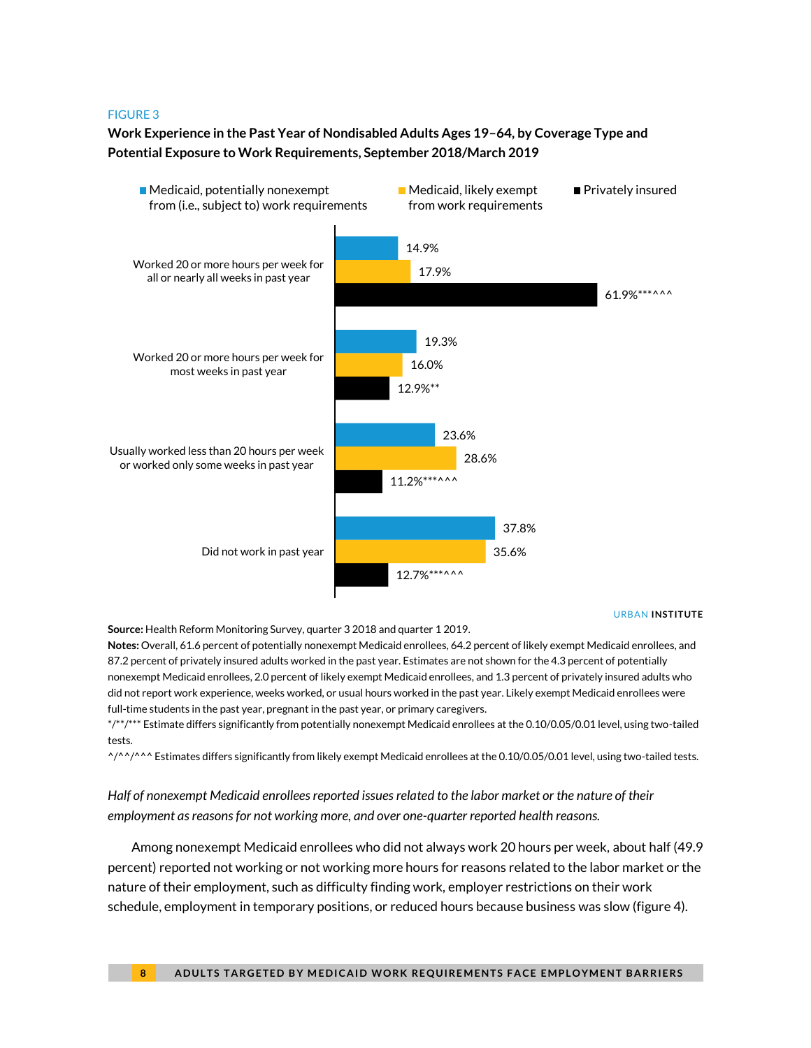FIGURE 3

**Work Experience in the Past Year of Nondisabled Adults Ages 19–64, by Coverage Type and Potential Exposure to Work Requirements, September 2018/March 2019**

| | Medicaid, potentially nonexempt from (i.e., subject to) work requirements | Medicaid, likely exempt from work requirements | Privately insured |
|---|---|---|---|
| Worked 20 or more hours per week for all or nearly all weeks in past year | 14.9% | 17.9% | 61.9%***^^^ |
| Worked 20 or more hours per week for most weeks in past year | 19.3% | 16.0% | 12.9%** |
| Usually worked less than 20 hours per week or worked only some weeks in past year | 23.6% | 28.6% | 11.2%***^^^ |
| Did not work in past year | 37.8% | 35.6% | 12.7%***^^^ |

URBAN INSTITUTE

**Source:** Health Reform Monitoring Survey, quarter 3 2018 and quarter 1 2019.

**Notes:** Overall, 61.6 percent of potentially nonexempt Medicaid enrollees, 64.2 percent of likely exempt Medicaid enrollees, and 87.2 percent of privately insured adults worked in the past year. Estimates are not shown for the 4.3 percent of potentially nonexempt Medicaid enrollees, 2.0 percent of likely exempt Medicaid enrollees, and 1.3 percent of privately insured adults who did not report work experience, weeks worked, or usual hours worked in the past year. Likely exempt Medicaid enrollees were full-time students in the past year, pregnant in the past year, or primary caregivers.

*/**/*** Estimate differs significantly from potentially nonexempt Medicaid enrollees at the 0.10/0.05/0.01 level, using two-tailed tests.

^/^^/^^^ Estimates differs significantly from likely exempt Medicaid enrollees at the 0.10/0.05/0.01 level, using two-tailed tests.

*Half of nonexempt Medicaid enrollees reported issues related to the labor market or the nature of their employment as reasons for not working more, and over one-quarter reported health reasons.*

Among nonexempt Medicaid enrollees who did not always work 20 hours per week, about half (49.9 percent) reported not working or not working more hours for reasons related to the labor market or the nature of their employment, such as difficulty finding work, employer restrictions on their work schedule, employment in temporary positions, or reduced hours because business was slow (figure 4).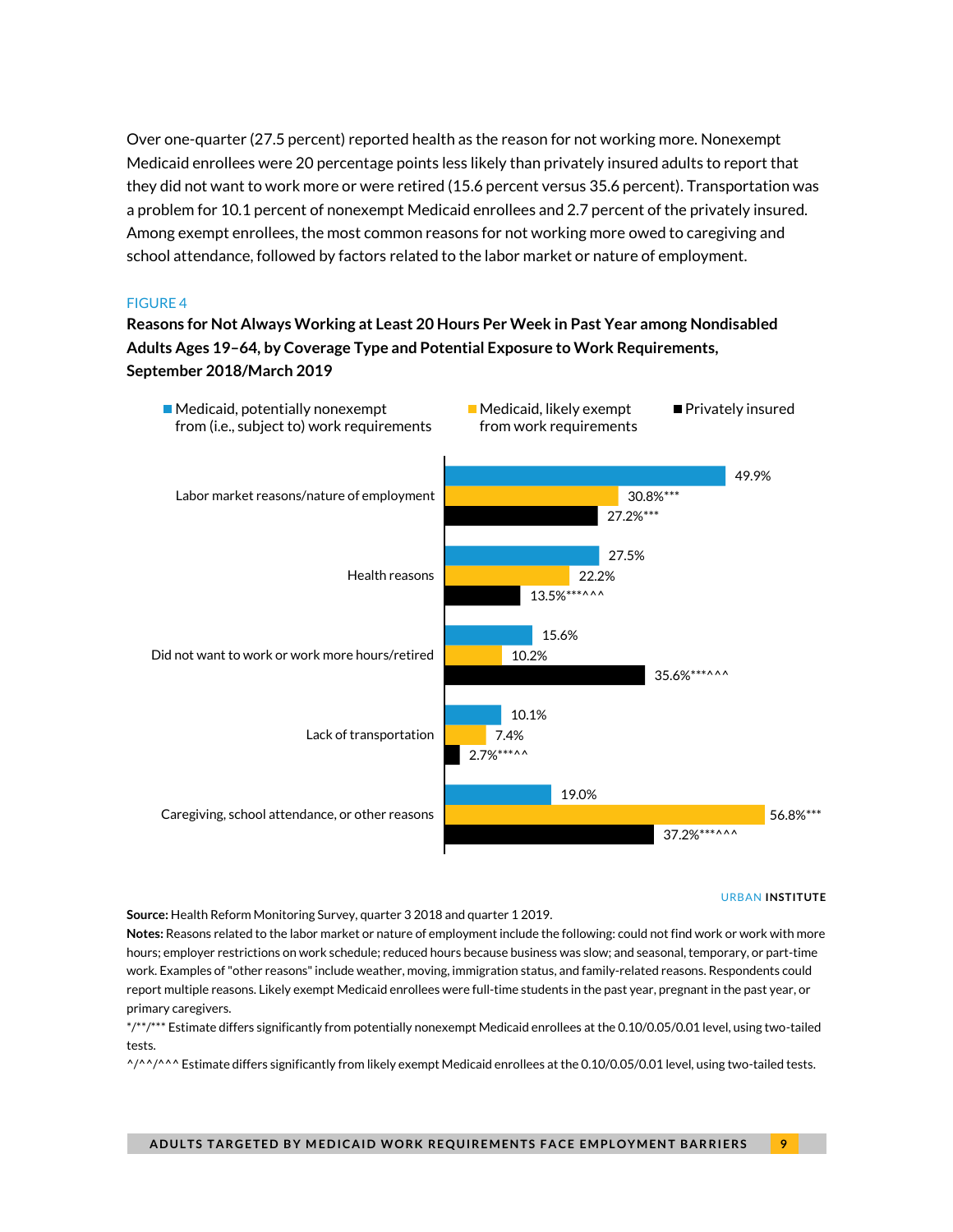Over one-quarter (27.5 percent) reported health as the reason for not working more. Nonexempt Medicaid enrollees were 20 percentage points less likely than privately insured adults to report that they did not want to work more or were retired (15.6 percent versus 35.6 percent). Transportation was a problem for 10.1 percent of nonexempt Medicaid enrollees and 2.7 percent of the privately insured. Among exempt enrollees, the most common reasons for not working more owed to caregiving and school attendance, followed by factors related to the labor market or nature of employment.

FIGURE 4

**Reasons for Not Always Working at Least 20 Hours Per Week in Past Year among Nondisabled Adults Ages 19–64, by Coverage Type and Potential Exposure to Work Requirements, September 2018/March 2019**

| | Medicaid, potentially nonexempt from (i.e., subject to) work requirements | Medicaid, likely exempt from work requirements | Privately insured |
|---|---|---|---|
| Labor market reasons/nature of employment | 49.9% | 30.8%*** | 27.2%*** |
| Health reasons | 27.5% | 22.2% | 13.5%***^^^ |
| Did not want to work or work more hours/retired | 15.6% | 10.2% | 35.6%***^^^ |
| Lack of transportation | 10.1% | 7.4% | 2.7%***^^ |
| Caregiving, school attendance, or other reasons | 19.0% | 56.8%*** | 37.2%***^^^ |

URBAN INSTITUTE

**Source:** Health Reform Monitoring Survey, quarter 3 2018 and quarter 1 2019.

**Notes:** Reasons related to the labor market or nature of employment include the following: could not find work or work with more hours; employer restrictions on work schedule; reduced hours because business was slow; and seasonal, temporary, or part-time work. Examples of "other reasons" include weather, moving, immigration status, and family-related reasons. Respondents could report multiple reasons. Likely exempt Medicaid enrollees were full-time students in the past year, pregnant in the past year, or primary caregivers.

*/**/*** Estimate differs significantly from potentially nonexempt Medicaid enrollees at the 0.10/0.05/0.01 level, using two-tailed tests.

^/^^/^^^ Estimate differs significantly from likely exempt Medicaid enrollees at the 0.10/0.05/0.01 level, using two-tailed tests.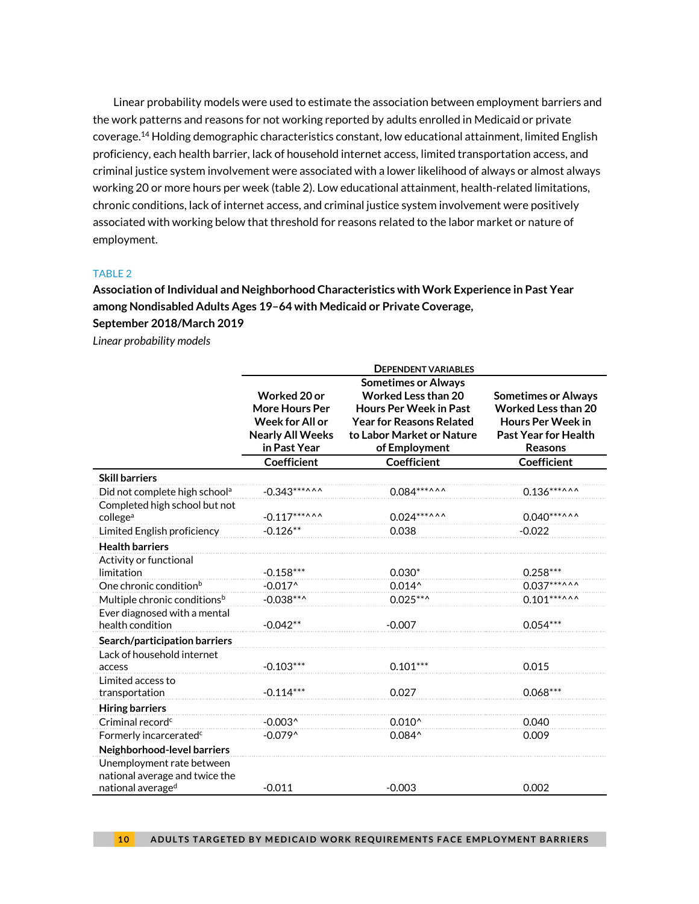Linear probability models were used to estimate the association between employment barriers and the work patterns and reasons for not working reported by adults enrolled in Medicaid or private coverage.[14] Holding demographic characteristics constant, low educational attainment, limited English proficiency, each health barrier, lack of household internet access, limited transportation access, and criminal justice system involvement were associated with a lower likelihood of always or almost always working 20 or more hours per week (table 2). Low educational attainment, health-related limitations, chronic conditions, lack of internet access, and criminal justice system involvement were positively associated with working below that threshold for reasons related to the labor market or nature of employment.

TABLE 2

**Association of Individual and Neighborhood Characteristics with Work Experience in Past Year among Nondisabled Adults Ages 19–64 with Medicaid or Private Coverage, September 2018/March 2019**

*Linear probability models*

| | Dependent variables | | |
|---|---|---|---|
| | Worked 20 or More Hours Per Week for All or Nearly All Weeks in Past Year | Sometimes or Always Worked Less than 20 Hours Per Week in Past Year for Reasons Related to Labor Market or Nature of Employment | Sometimes or Always Worked Less than 20 Hours Per Week in Past Year for Health Reasons |
| | Coefficient | Coefficient | Coefficient |
| **Skill barriers** | | | |
| Did not complete high school[a] | -0.343***^^^ | 0.084***^^^ | 0.136***^^^ |
| Completed high school but not college[a] | -0.117***^^^ | 0.024***^^^ | 0.040***^^^ |
| Limited English proficiency | -0.126** | 0.038 | -0.022 |
| **Health barriers** | | | |
| Activity or functional limitation | -0.158*** | 0.030* | 0.258*** |
| One chronic condition[b] | -0.017^ | 0.014^ | 0.037***^^^ |
| Multiple chronic conditions[b] | -0.038**^ | 0.025**^ | 0.101***^^^ |
| Ever diagnosed with a mental health condition | -0.042** | -0.007 | 0.054*** |
| **Search/participation barriers** | | | |
| Lack of household internet access | -0.103*** | 0.101*** | 0.015 |
| Limited access to transportation | -0.114*** | 0.027 | 0.068*** |
| **Hiring barriers** | | | |
| Criminal record[c] | -0.003^ | 0.010^ | 0.040 |
| Formerly incarcerated[c] | -0.079^ | 0.084^ | 0.009 |
| **Neighborhood-level barriers** | | | |
| Unemployment rate between national average and twice the national average[d] | -0.011 | -0.003 | 0.002 |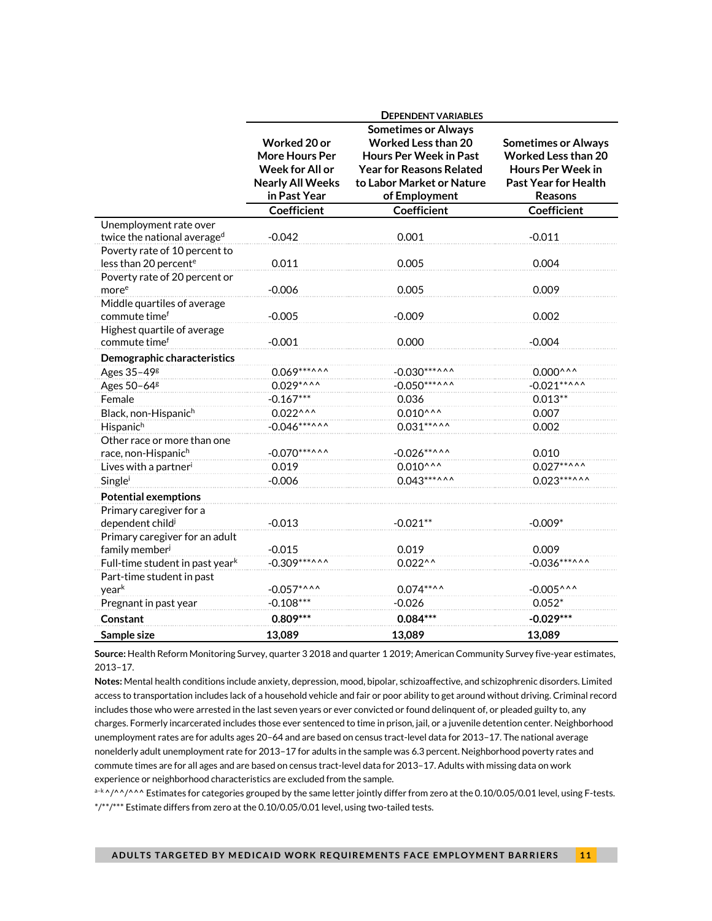| | Dependent variables | | |
|---|---|---|---|
| | Worked 20 or More Hours Per Week for All or Nearly All Weeks in Past Year | Sometimes or Always Worked Less than 20 Hours Per Week in Past Year for Reasons Related to Labor Market or Nature of Employment | Sometimes or Always Worked Less than 20 Hours Per Week in Past Year for Health Reasons |
| | Coefficient | Coefficient | Coefficient |
| Unemployment rate over twice the national average[d] | -0.042 | 0.001 | -0.011 |
| Poverty rate of 10 percent to less than 20 percent[e] | 0.011 | 0.005 | 0.004 |
| Poverty rate of 20 percent or more[e] | -0.006 | 0.005 | 0.009 |
| Middle quartiles of average commute time[f] | -0.005 | -0.009 | 0.002 |
| Highest quartile of average commute time[f] | -0.001 | 0.000 | -0.004 |
| **Demographic characteristics** | | | |
| Ages 35–49[g] | 0.069***^^^ | -0.030***^^^ | 0.000^^^ |
| Ages 50–64[g] | 0.029**^^^ | -0.050***^^^ | -0.021**^^^ |
| Female | -0.167*** | 0.036 | 0.013** |
| Black, non-Hispanic[h] | 0.022^^^ | 0.010^^^ | 0.007 |
| Hispanic[h] | -0.046***^^^ | 0.031**^^^ | 0.002 |
| Other race or more than one race, non-Hispanic[h] | -0.070***^^^ | -0.026**^^^ | 0.010 |
| Lives with a partner[i] | 0.019 | 0.010^^^ | 0.027**^^^ |
| Single[i] | -0.006 | 0.043***^^^ | 0.023***^^^ |
| **Potential exemptions** | | | |
| Primary caregiver for a dependent child[j] | -0.013 | -0.021** | -0.009* |
| Primary caregiver for an adult family member[j] | -0.015 | 0.019 | 0.009 |
| Full-time student in past year[k] | -0.309***^^^ | 0.022^^ | -0.036***^^^ |
| Part-time student in past year[k] | -0.057*^^^ | 0.074**^^ | -0.005^^^ |
| Pregnant in past year | -0.108*** | -0.026 | 0.052* |
| **Constant** | **0.809*** ** | **0.084*** ** | **-0.029*** ** |
| **Sample size** | **13,089** | **13,089** | **13,089** |

**Source:** Health Reform Monitoring Survey, quarter 3 2018 and quarter 1 2019; American Community Survey five-year estimates, 2013–17.

**Notes:** Mental health conditions include anxiety, depression, mood, bipolar, schizoaffective, and schizophrenic disorders. Limited access to transportation includes lack of a household vehicle and fair or poor ability to get around without driving. Criminal record includes those who were arrested in the last seven years or ever convicted or found delinquent of, or pleaded guilty to, any charges. Formerly incarcerated includes those ever sentenced to time in prison, jail, or a juvenile detention center. Neighborhood unemployment rates are for adults ages 20–64 and are based on census tract-level data for 2013–17. The national average nonelderly adult unemployment rate for 2013–17 for adults in the sample was 6.3 percent. Neighborhood poverty rates and commute times are for all ages and are based on census tract-level data for 2013–17. Adults with missing data on work experience or neighborhood characteristics are excluded from the sample.

[a–k] ^/^^/^^^ Estimates for categories grouped by the same letter jointly differ from zero at the 0.10/0.05/0.01 level, using F-tests.

*/**/*** Estimate differs from zero at the 0.10/0.05/0.01 level, using two-tailed tests.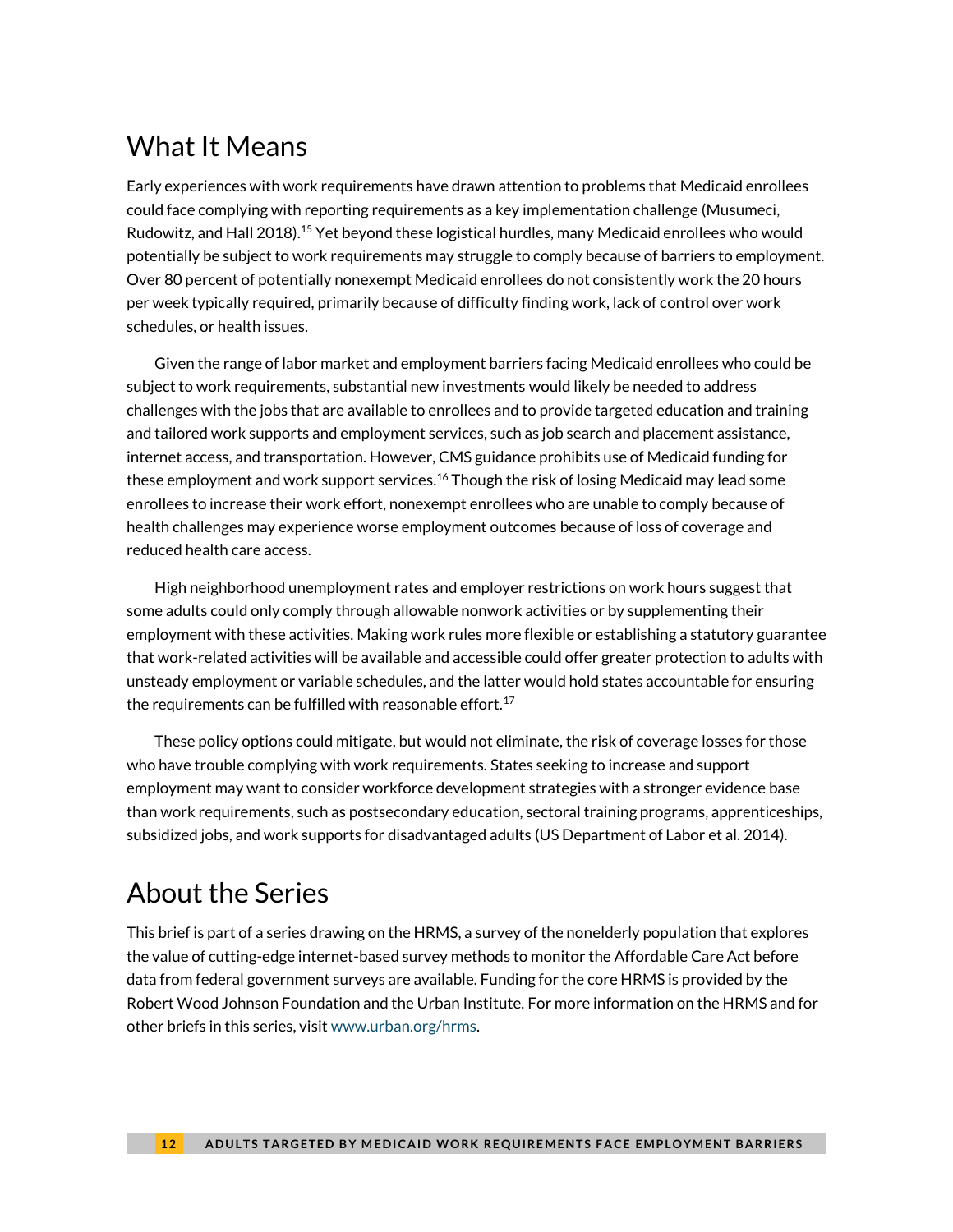## What It Means

Early experiences with work requirements have drawn attention to problems that Medicaid enrollees could face complying with reporting requirements as a key implementation challenge (Musumeci, Rudowitz, and Hall 2018).[15] Yet beyond these logistical hurdles, many Medicaid enrollees who would potentially be subject to work requirements may struggle to comply because of barriers to employment. Over 80 percent of potentially nonexempt Medicaid enrollees do not consistently work the 20 hours per week typically required, primarily because of difficulty finding work, lack of control over work schedules, or health issues.

Given the range of labor market and employment barriers facing Medicaid enrollees who could be subject to work requirements, substantial new investments would likely be needed to address challenges with the jobs that are available to enrollees and to provide targeted education and training and tailored work supports and employment services, such as job search and placement assistance, internet access, and transportation. However, CMS guidance prohibits use of Medicaid funding for these employment and work support services.[16] Though the risk of losing Medicaid may lead some enrollees to increase their work effort, nonexempt enrollees who are unable to comply because of health challenges may experience worse employment outcomes because of loss of coverage and reduced health care access.

High neighborhood unemployment rates and employer restrictions on work hours suggest that some adults could only comply through allowable nonwork activities or by supplementing their employment with these activities. Making work rules more flexible or establishing a statutory guarantee that work-related activities will be available and accessible could offer greater protection to adults with unsteady employment or variable schedules, and the latter would hold states accountable for ensuring the requirements can be fulfilled with reasonable effort.[17]

These policy options could mitigate, but would not eliminate, the risk of coverage losses for those who have trouble complying with work requirements. States seeking to increase and support employment may want to consider workforce development strategies with a stronger evidence base than work requirements, such as postsecondary education, sectoral training programs, apprenticeships, subsidized jobs, and work supports for disadvantaged adults (US Department of Labor et al. 2014).

## About the Series

This brief is part of a series drawing on the HRMS, a survey of the nonelderly population that explores the value of cutting-edge internet-based survey methods to monitor the Affordable Care Act before data from federal government surveys are available. Funding for the core HRMS is provided by the Robert Wood Johnson Foundation and the Urban Institute. For more information on the HRMS and for other briefs in this series, visit www.urban.org/hrms.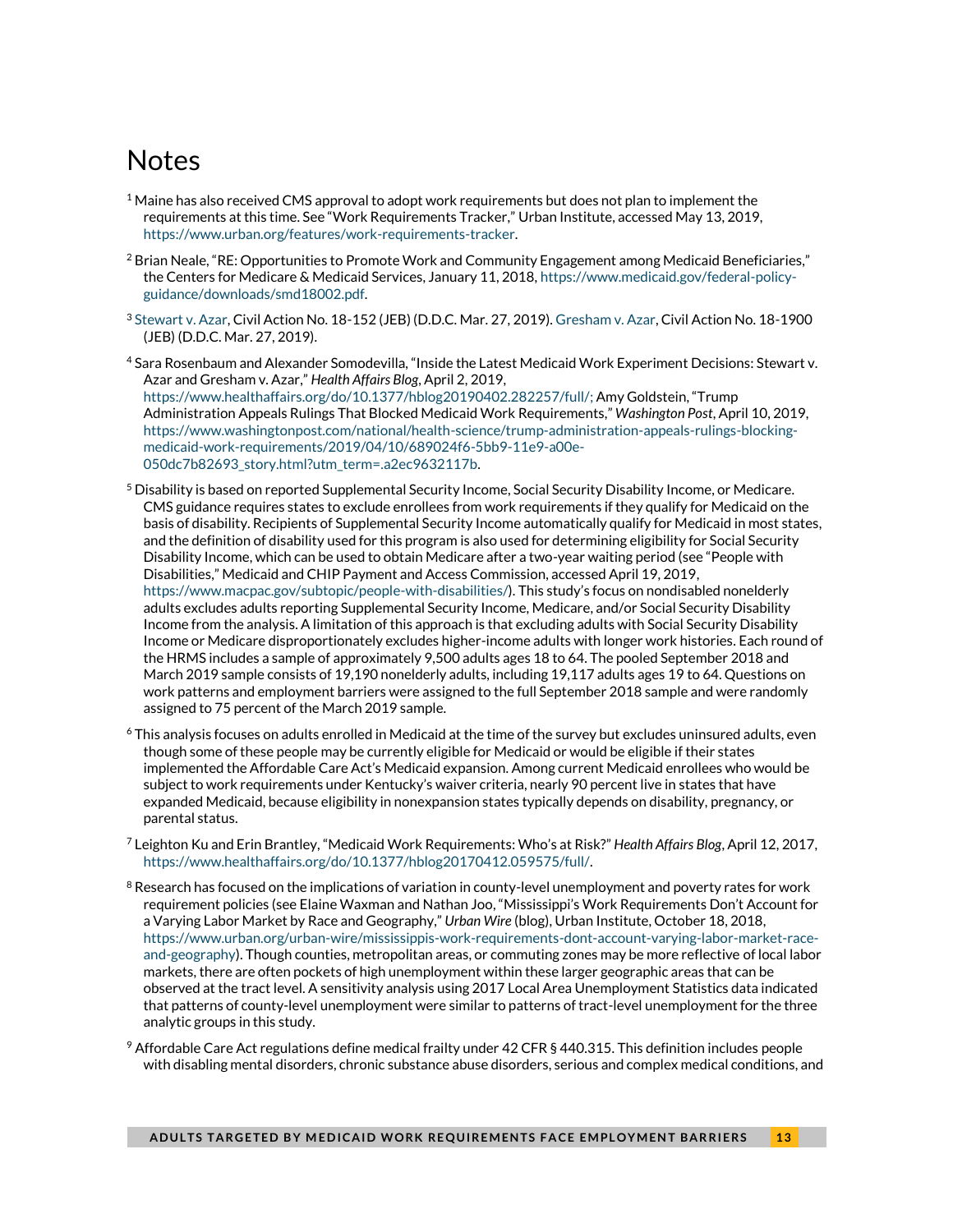# Notes

[1] Maine has also received CMS approval to adopt work requirements but does not plan to implement the requirements at this time. See "Work Requirements Tracker," Urban Institute, accessed May 13, 2019, https://www.urban.org/features/work-requirements-tracker.

[2] Brian Neale, "RE: Opportunities to Promote Work and Community Engagement among Medicaid Beneficiaries," the Centers for Medicare & Medicaid Services, January 11, 2018, https://www.medicaid.gov/federal-policy-guidance/downloads/smd18002.pdf.

[3] Stewart v. Azar, Civil Action No. 18-152 (JEB) (D.D.C. Mar. 27, 2019). Gresham v. Azar, Civil Action No. 18-1900 (JEB) (D.D.C. Mar. 27, 2019).

[4] Sara Rosenbaum and Alexander Somodevilla, "Inside the Latest Medicaid Work Experiment Decisions: Stewart v. Azar and Gresham v. Azar," *Health Affairs Blog*, April 2, 2019, https://www.healthaffairs.org/do/10.1377/hblog20190402.282257/full/; Amy Goldstein, "Trump Administration Appeals Rulings That Blocked Medicaid Work Requirements," *Washington Post*, April 10, 2019, https://www.washingtonpost.com/national/health-science/trump-administration-appeals-rulings-blocking-medicaid-work-requirements/2019/04/10/689024f6-5bb9-11e9-a00e-050dc7b82693_story.html?utm_term=.a2ec9632117b.

[5] Disability is based on reported Supplemental Security Income, Social Security Disability Income, or Medicare. CMS guidance requires states to exclude enrollees from work requirements if they qualify for Medicaid on the basis of disability. Recipients of Supplemental Security Income automatically qualify for Medicaid in most states, and the definition of disability used for this program is also used for determining eligibility for Social Security Disability Income, which can be used to obtain Medicare after a two-year waiting period (see "People with Disabilities," Medicaid and CHIP Payment and Access Commission, accessed April 19, 2019, https://www.macpac.gov/subtopic/people-with-disabilities/). This study's focus on nondisabled nonelderly adults excludes adults reporting Supplemental Security Income, Medicare, and/or Social Security Disability Income from the analysis. A limitation of this approach is that excluding adults with Social Security Disability Income or Medicare disproportionately excludes higher-income adults with longer work histories. Each round of the HRMS includes a sample of approximately 9,500 adults ages 18 to 64. The pooled September 2018 and March 2019 sample consists of 19,190 nonelderly adults, including 19,117 adults ages 19 to 64. Questions on work patterns and employment barriers were assigned to the full September 2018 sample and were randomly assigned to 75 percent of the March 2019 sample.

[6] This analysis focuses on adults enrolled in Medicaid at the time of the survey but excludes uninsured adults, even though some of these people may be currently eligible for Medicaid or would be eligible if their states implemented the Affordable Care Act's Medicaid expansion. Among current Medicaid enrollees who would be subject to work requirements under Kentucky's waiver criteria, nearly 90 percent live in states that have expanded Medicaid, because eligibility in nonexpansion states typically depends on disability, pregnancy, or parental status.

[7] Leighton Ku and Erin Brantley, "Medicaid Work Requirements: Who's at Risk?" *Health Affairs Blog*, April 12, 2017, https://www.healthaffairs.org/do/10.1377/hblog20170412.059575/full/.

[8] Research has focused on the implications of variation in county-level unemployment and poverty rates for work requirement policies (see Elaine Waxman and Nathan Joo, "Mississippi's Work Requirements Don't Account for a Varying Labor Market by Race and Geography," *Urban Wire* (blog), Urban Institute, October 18, 2018, https://www.urban.org/urban-wire/mississippis-work-requirements-dont-account-varying-labor-market-race-and-geography). Though counties, metropolitan areas, or commuting zones may be more reflective of local labor markets, there are often pockets of high unemployment within these larger geographic areas that can be observed at the tract level. A sensitivity analysis using 2017 Local Area Unemployment Statistics data indicated that patterns of county-level unemployment were similar to patterns of tract-level unemployment for the three analytic groups in this study.

[9] Affordable Care Act regulations define medical frailty under 42 CFR § 440.315. This definition includes people with disabling mental disorders, chronic substance abuse disorders, serious and complex medical conditions, and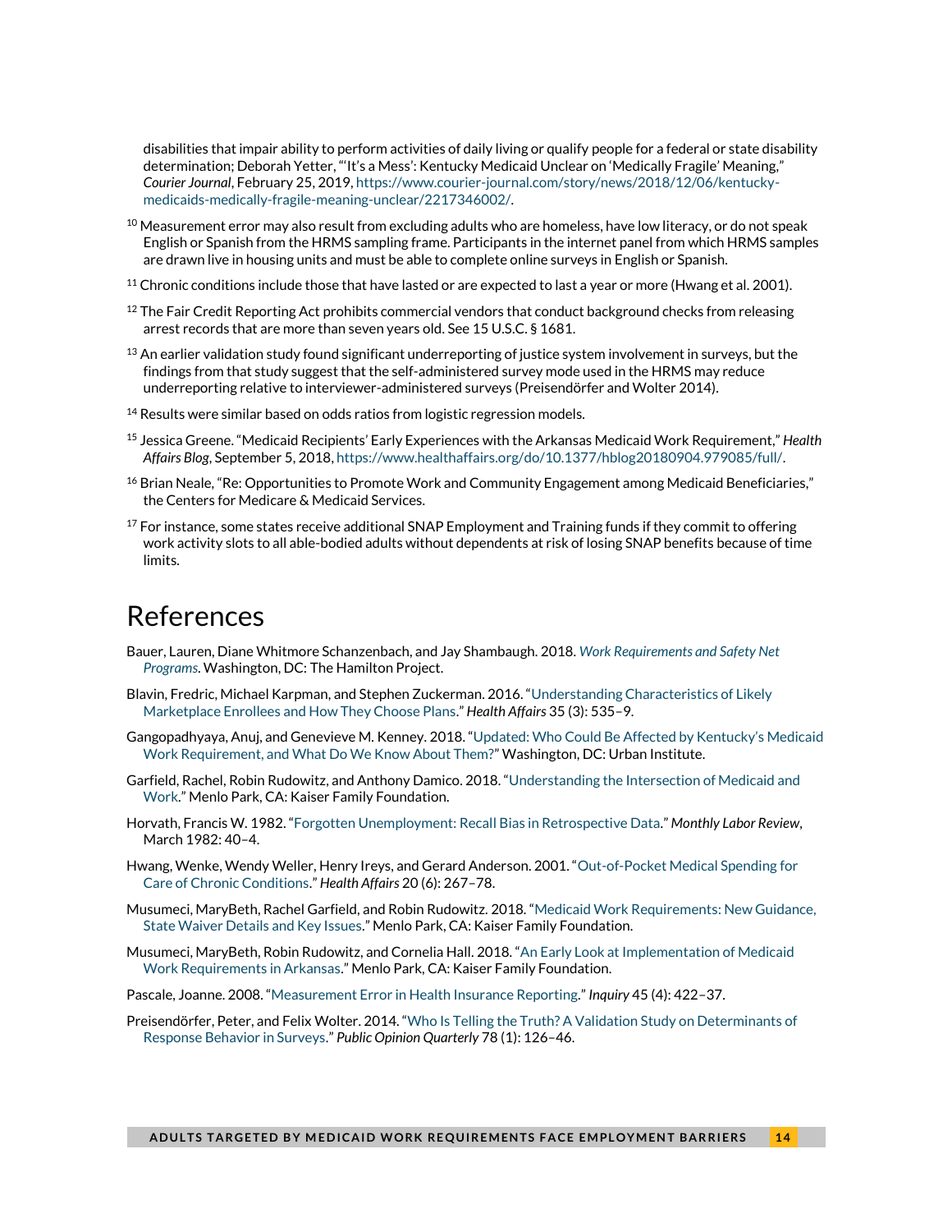disabilities that impair ability to perform activities of daily living or qualify people for a federal or state disability determination; Deborah Yetter, "'It's a Mess': Kentucky Medicaid Unclear on 'Medically Fragile' Meaning," *Courier Journal*, February 25, 2019, https://www.courier-journal.com/story/news/2018/12/06/kentucky-medicaids-medically-fragile-meaning-unclear/2217346002/.

[10] Measurement error may also result from excluding adults who are homeless, have low literacy, or do not speak English or Spanish from the HRMS sampling frame. Participants in the internet panel from which HRMS samples are drawn live in housing units and must be able to complete online surveys in English or Spanish.

[11] Chronic conditions include those that have lasted or are expected to last a year or more (Hwang et al. 2001).

[12] The Fair Credit Reporting Act prohibits commercial vendors that conduct background checks from releasing arrest records that are more than seven years old. See 15 U.S.C. § 1681.

[13] An earlier validation study found significant underreporting of justice system involvement in surveys, but the findings from that study suggest that the self-administered survey mode used in the HRMS may reduce underreporting relative to interviewer-administered surveys (Preisendörfer and Wolter 2014).

[14] Results were similar based on odds ratios from logistic regression models.

[15] Jessica Greene. "Medicaid Recipients' Early Experiences with the Arkansas Medicaid Work Requirement," *Health Affairs Blog*, September 5, 2018, https://www.healthaffairs.org/do/10.1377/hblog20180904.979085/full/.

[16] Brian Neale, "Re: Opportunities to Promote Work and Community Engagement among Medicaid Beneficiaries," the Centers for Medicare & Medicaid Services.

[17] For instance, some states receive additional SNAP Employment and Training funds if they commit to offering work activity slots to all able-bodied adults without dependents at risk of losing SNAP benefits because of time limits.

# References

Bauer, Lauren, Diane Whitmore Schanzenbach, and Jay Shambaugh. 2018. *Work Requirements and Safety Net Programs*. Washington, DC: The Hamilton Project.

Blavin, Fredric, Michael Karpman, and Stephen Zuckerman. 2016. "Understanding Characteristics of Likely Marketplace Enrollees and How They Choose Plans." *Health Affairs* 35 (3): 535–9.

Gangopadhyaya, Anuj, and Genevieve M. Kenney. 2018. "Updated: Who Could Be Affected by Kentucky's Medicaid Work Requirement, and What Do We Know About Them?" Washington, DC: Urban Institute.

Garfield, Rachel, Robin Rudowitz, and Anthony Damico. 2018. "Understanding the Intersection of Medicaid and Work." Menlo Park, CA: Kaiser Family Foundation.

Horvath, Francis W. 1982. "Forgotten Unemployment: Recall Bias in Retrospective Data." *Monthly Labor Review*, March 1982: 40–4.

Hwang, Wenke, Wendy Weller, Henry Ireys, and Gerard Anderson. 2001. "Out-of-Pocket Medical Spending for Care of Chronic Conditions." *Health Affairs* 20 (6): 267–78.

Musumeci, MaryBeth, Rachel Garfield, and Robin Rudowitz. 2018. "Medicaid Work Requirements: New Guidance, State Waiver Details and Key Issues." Menlo Park, CA: Kaiser Family Foundation.

Musumeci, MaryBeth, Robin Rudowitz, and Cornelia Hall. 2018. "An Early Look at Implementation of Medicaid Work Requirements in Arkansas." Menlo Park, CA: Kaiser Family Foundation.

Pascale, Joanne. 2008. "Measurement Error in Health Insurance Reporting." *Inquiry* 45 (4): 422–37.

Preisendörfer, Peter, and Felix Wolter. 2014. "Who Is Telling the Truth? A Validation Study on Determinants of Response Behavior in Surveys." *Public Opinion Quarterly* 78 (1): 126–46.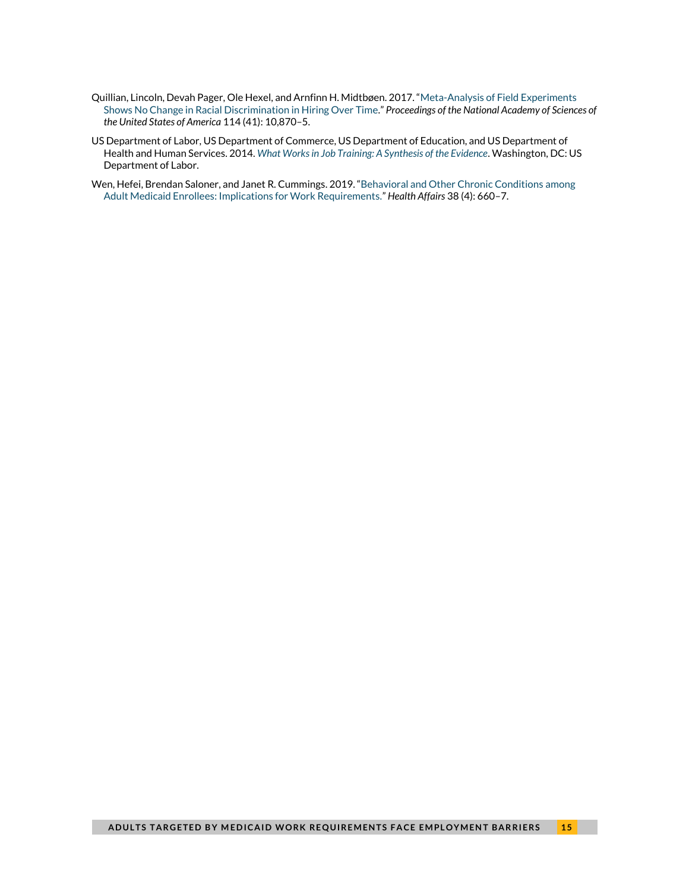Quillian, Lincoln, Devah Pager, Ole Hexel, and Arnfinn H. Midtbøen. 2017. "Meta-Analysis of Field Experiments Shows No Change in Racial Discrimination in Hiring Over Time." *Proceedings of the National Academy of Sciences of the United States of America* 114 (41): 10,870–5.

US Department of Labor, US Department of Commerce, US Department of Education, and US Department of Health and Human Services. 2014. *What Works in Job Training: A Synthesis of the Evidence*. Washington, DC: US Department of Labor.

Wen, Hefei, Brendan Saloner, and Janet R. Cummings. 2019. "Behavioral and Other Chronic Conditions among Adult Medicaid Enrollees: Implications for Work Requirements." *Health Affairs* 38 (4): 660–7.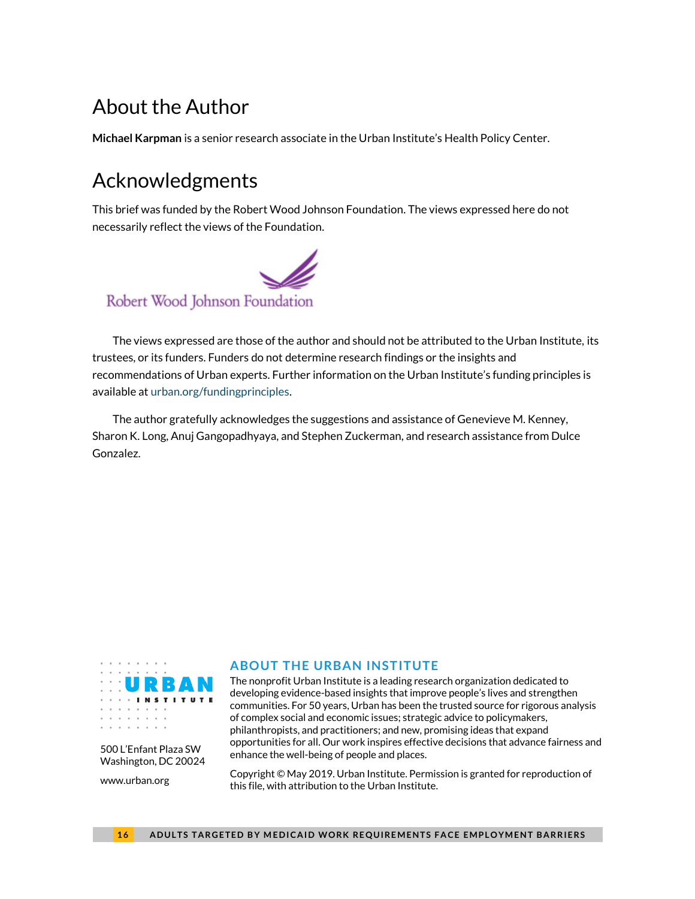# About the Author

**Michael Karpman** is a senior research associate in the Urban Institute's Health Policy Center.

# Acknowledgments

This brief was funded by the Robert Wood Johnson Foundation. The views expressed here do not necessarily reflect the views of the Foundation.

Robert Wood Johnson Foundation

The views expressed are those of the author and should not be attributed to the Urban Institute, its trustees, or its funders. Funders do not determine research findings or the insights and recommendations of Urban experts. Further information on the Urban Institute's funding principles is available at urban.org/fundingprinciples.

The author gratefully acknowledges the suggestions and assistance of Genevieve M. Kenney, Sharon K. Long, Anuj Gangopadhyaya, and Stephen Zuckerman, and research assistance from Dulce Gonzalez.

URBAN INSTITUTE

500 L'Enfant Plaza SW
Washington, DC 20024

www.urban.org

## ABOUT THE URBAN INSTITUTE

The nonprofit Urban Institute is a leading research organization dedicated to developing evidence-based insights that improve people's lives and strengthen communities. For 50 years, Urban has been the trusted source for rigorous analysis of complex social and economic issues; strategic advice to policymakers, philanthropists, and practitioners; and new, promising ideas that expand opportunities for all. Our work inspires effective decisions that advance fairness and enhance the well-being of people and places.

Copyright © May 2019. Urban Institute. Permission is granted for reproduction of this file, with attribution to the Urban Institute.